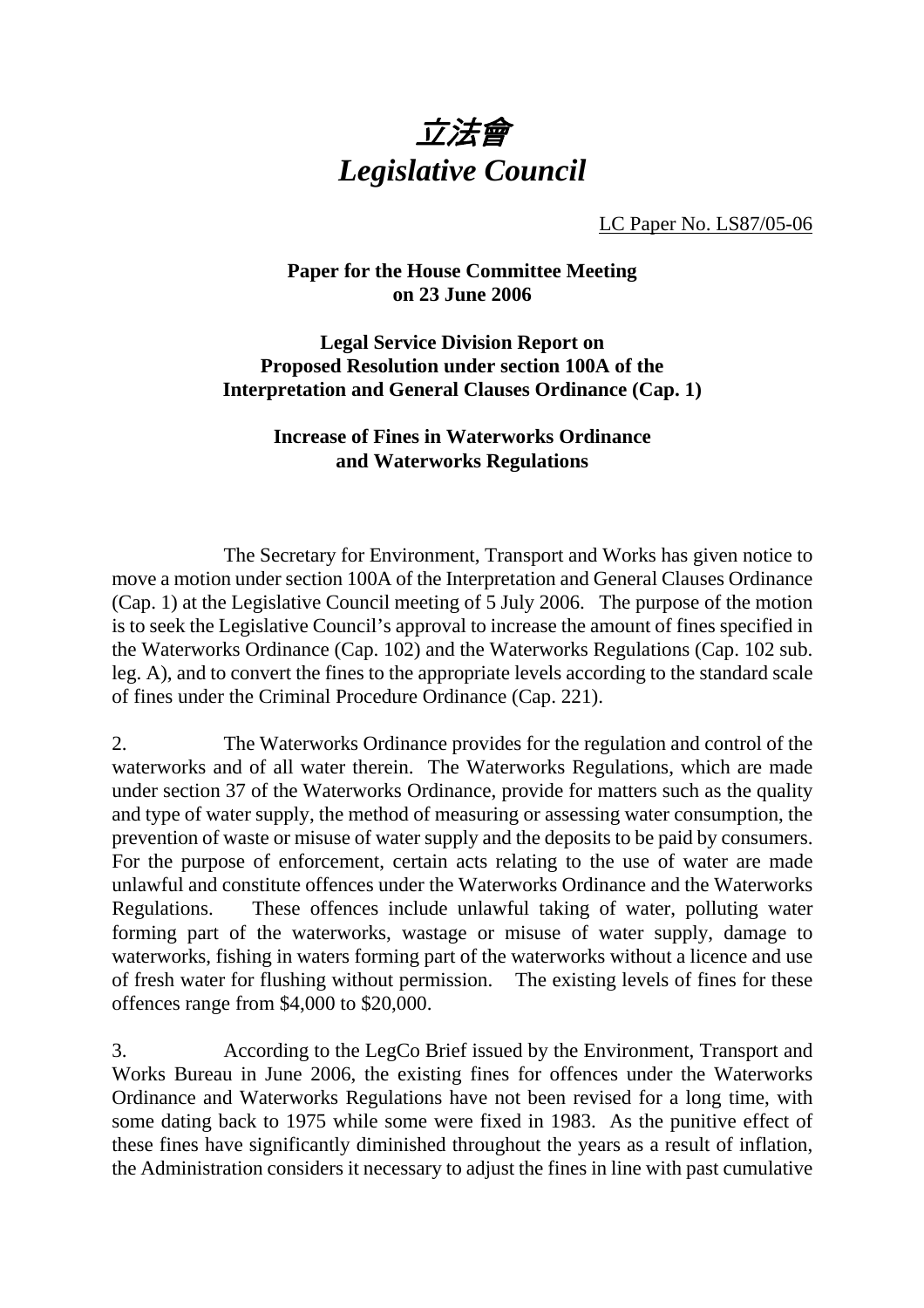# *立法會*
# *Legislative Council*

LC Paper No. LS87/05-06

**Paper for the House Committee Meeting on 23 June 2006**

**Legal Service Division Report on Proposed Resolution under section 100A of the Interpretation and General Clauses Ordinance (Cap. 1)**

**Increase of Fines in Waterworks Ordinance and Waterworks Regulations**

The Secretary for Environment, Transport and Works has given notice to move a motion under section 100A of the Interpretation and General Clauses Ordinance (Cap. 1) at the Legislative Council meeting of 5 July 2006. The purpose of the motion is to seek the Legislative Council's approval to increase the amount of fines specified in the Waterworks Ordinance (Cap. 102) and the Waterworks Regulations (Cap. 102 sub. leg. A), and to convert the fines to the appropriate levels according to the standard scale of fines under the Criminal Procedure Ordinance (Cap. 221).

2. The Waterworks Ordinance provides for the regulation and control of the waterworks and of all water therein. The Waterworks Regulations, which are made under section 37 of the Waterworks Ordinance, provide for matters such as the quality and type of water supply, the method of measuring or assessing water consumption, the prevention of waste or misuse of water supply and the deposits to be paid by consumers. For the purpose of enforcement, certain acts relating to the use of water are made unlawful and constitute offences under the Waterworks Ordinance and the Waterworks Regulations. These offences include unlawful taking of water, polluting water forming part of the waterworks, wastage or misuse of water supply, damage to waterworks, fishing in waters forming part of the waterworks without a licence and use of fresh water for flushing without permission. The existing levels of fines for these offences range from $4,000 to $20,000.

3. According to the LegCo Brief issued by the Environment, Transport and Works Bureau in June 2006, the existing fines for offences under the Waterworks Ordinance and Waterworks Regulations have not been revised for a long time, with some dating back to 1975 while some were fixed in 1983. As the punitive effect of these fines have significantly diminished throughout the years as a result of inflation, the Administration considers it necessary to adjust the fines in line with past cumulative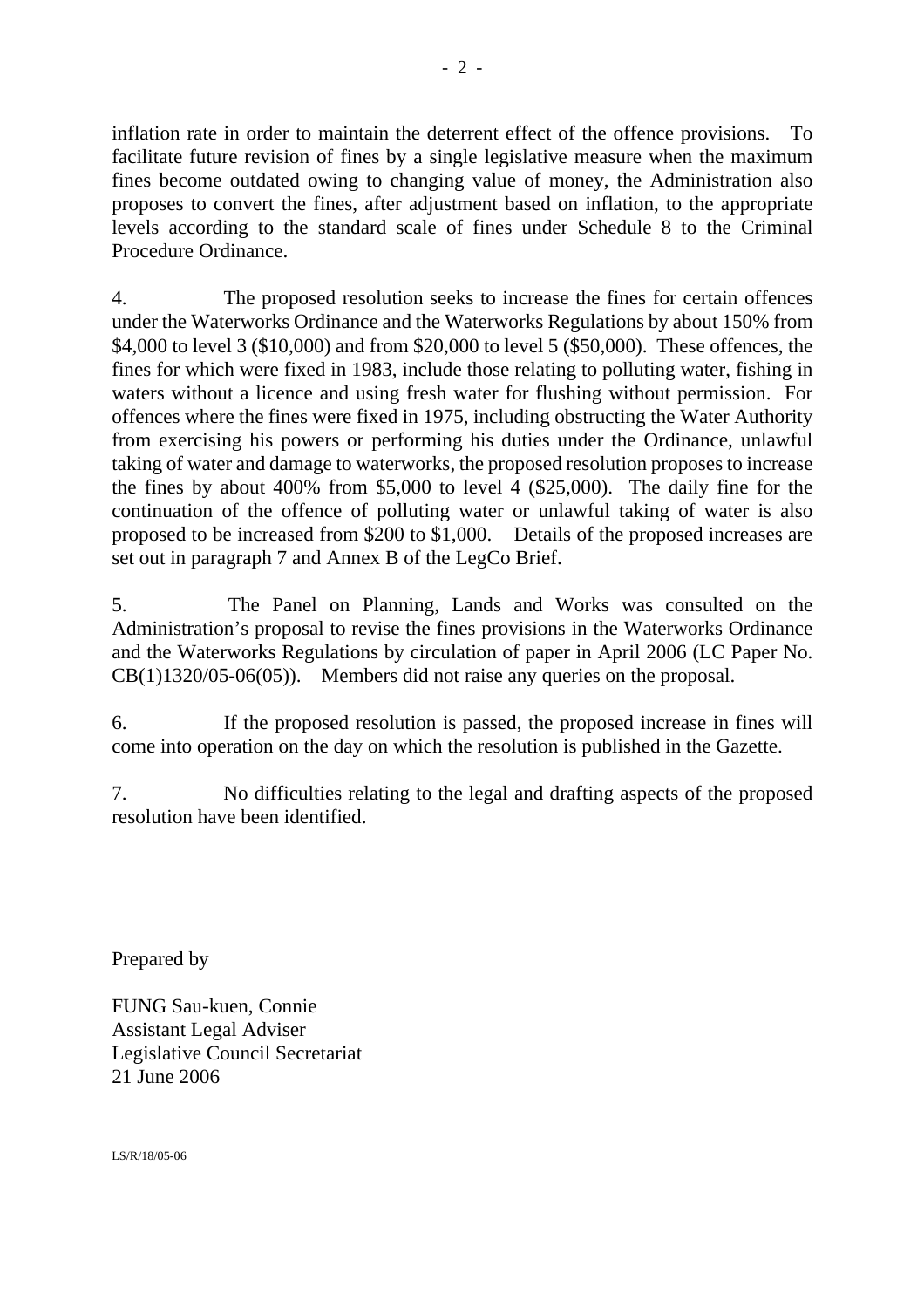inflation rate in order to maintain the deterrent effect of the offence provisions. To facilitate future revision of fines by a single legislative measure when the maximum fines become outdated owing to changing value of money, the Administration also proposes to convert the fines, after adjustment based on inflation, to the appropriate levels according to the standard scale of fines under Schedule 8 to the Criminal Procedure Ordinance.

4. The proposed resolution seeks to increase the fines for certain offences under the Waterworks Ordinance and the Waterworks Regulations by about 150% from $4,000 to level 3 ($10,000) and from $20,000 to level 5 ($50,000). These offences, the fines for which were fixed in 1983, include those relating to polluting water, fishing in waters without a licence and using fresh water for flushing without permission. For offences where the fines were fixed in 1975, including obstructing the Water Authority from exercising his powers or performing his duties under the Ordinance, unlawful taking of water and damage to waterworks, the proposed resolution proposes to increase the fines by about 400% from $5,000 to level 4 ($25,000). The daily fine for the continuation of the offence of polluting water or unlawful taking of water is also proposed to be increased from $200 to $1,000. Details of the proposed increases are set out in paragraph 7 and Annex B of the LegCo Brief.

5. The Panel on Planning, Lands and Works was consulted on the Administration's proposal to revise the fines provisions in the Waterworks Ordinance and the Waterworks Regulations by circulation of paper in April 2006 (LC Paper No. CB(1)1320/05-06(05)). Members did not raise any queries on the proposal.

6. If the proposed resolution is passed, the proposed increase in fines will come into operation on the day on which the resolution is published in the Gazette.

7. No difficulties relating to the legal and drafting aspects of the proposed resolution have been identified.

Prepared by

FUNG Sau-kuen, Connie
Assistant Legal Adviser
Legislative Council Secretariat
21 June 2006

LS/R/18/05-06